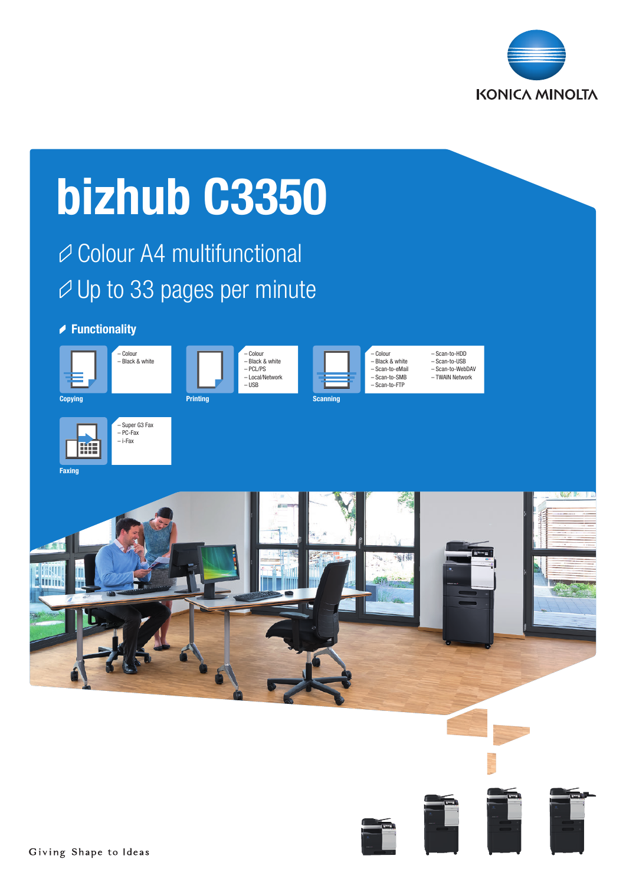KONICA MINOLTA

# bizhub C3350

## Colour A4 multifunctional

## Up to 33 pages per minute

### Functionality

**Copying**
- Colour
- Black & white

**Printing**
- Colour
- Black & white
- PCL/PS
- Local/Network
- USB

**Scanning**
- Colour
- Black & white
- Scan-to-eMail
- Scan-to-SMB
- Scan-to-FTP
- Scan-to-HDD
- Scan-to-USB
- Scan-to-WebDAV
- TWAIN Network

**Faxing**
- Super G3 Fax
- PC-Fax
- i-Fax

Giving Shape to Ideas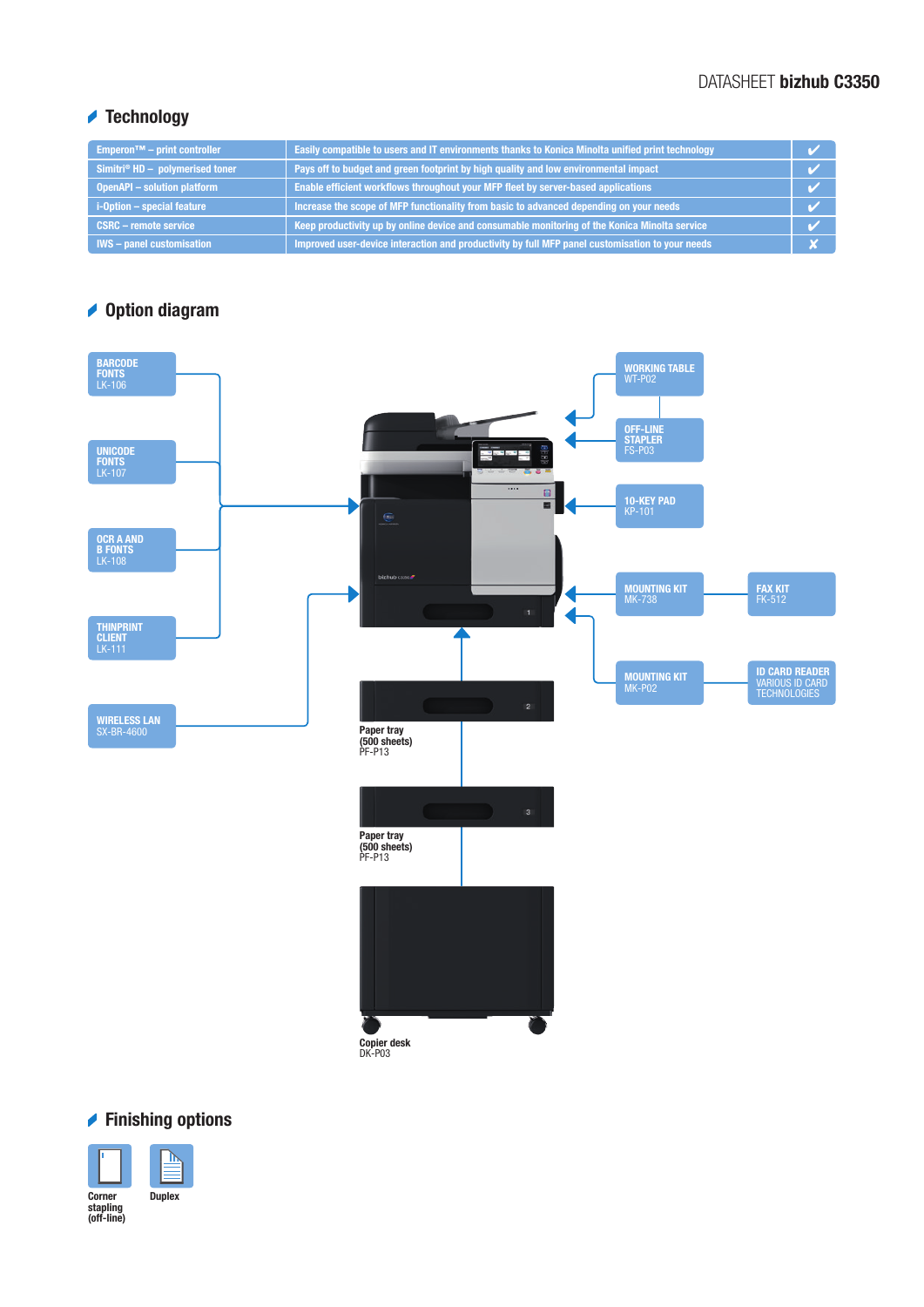## Technology

| | | |
|---|---|---|
| Emperon™ – print controller | Easily compatible to users and IT environments thanks to Konica Minolta unified print technology | ✔ |
| Simitri® HD – polymerised toner | Pays off to budget and green footprint by high quality and low environmental impact | ✔ |
| OpenAPI – solution platform | Enable efficient workflows throughout your MFP fleet by server-based applications | ✔ |
| i-Option – special feature | Increase the scope of MFP functionality from basic to advanced depending on your needs | ✔ |
| CSRC – remote service | Keep productivity up by online device and consumable monitoring of the Konica Minolta service | ✔ |
| IWS – panel customisation | Improved user-device interaction and productivity by full MFP panel customisation to your needs | ✘ |

## Option diagram

BARCODE FONTS
LK-106

UNICODE FONTS
LK-107

OCR A AND B FONTS
LK-108

THINPRINT CLIENT
LK-111

WIRELESS LAN
SX-BR-4600

WORKING TABLE
WT-P02

OFF-LINE STAPLER
FS-P03

10-KEY PAD
KP-101

MOUNTING KIT
MK-738

FAX KIT
FK-512

MOUNTING KIT
MK-P02

ID CARD READER
VARIOUS ID CARD TECHNOLOGIES

Paper tray (500 sheets)
PF-P13

Paper tray (500 sheets)
PF-P13

Copier desk
DK-P03

## Finishing options

Corner stapling (off-line)

Duplex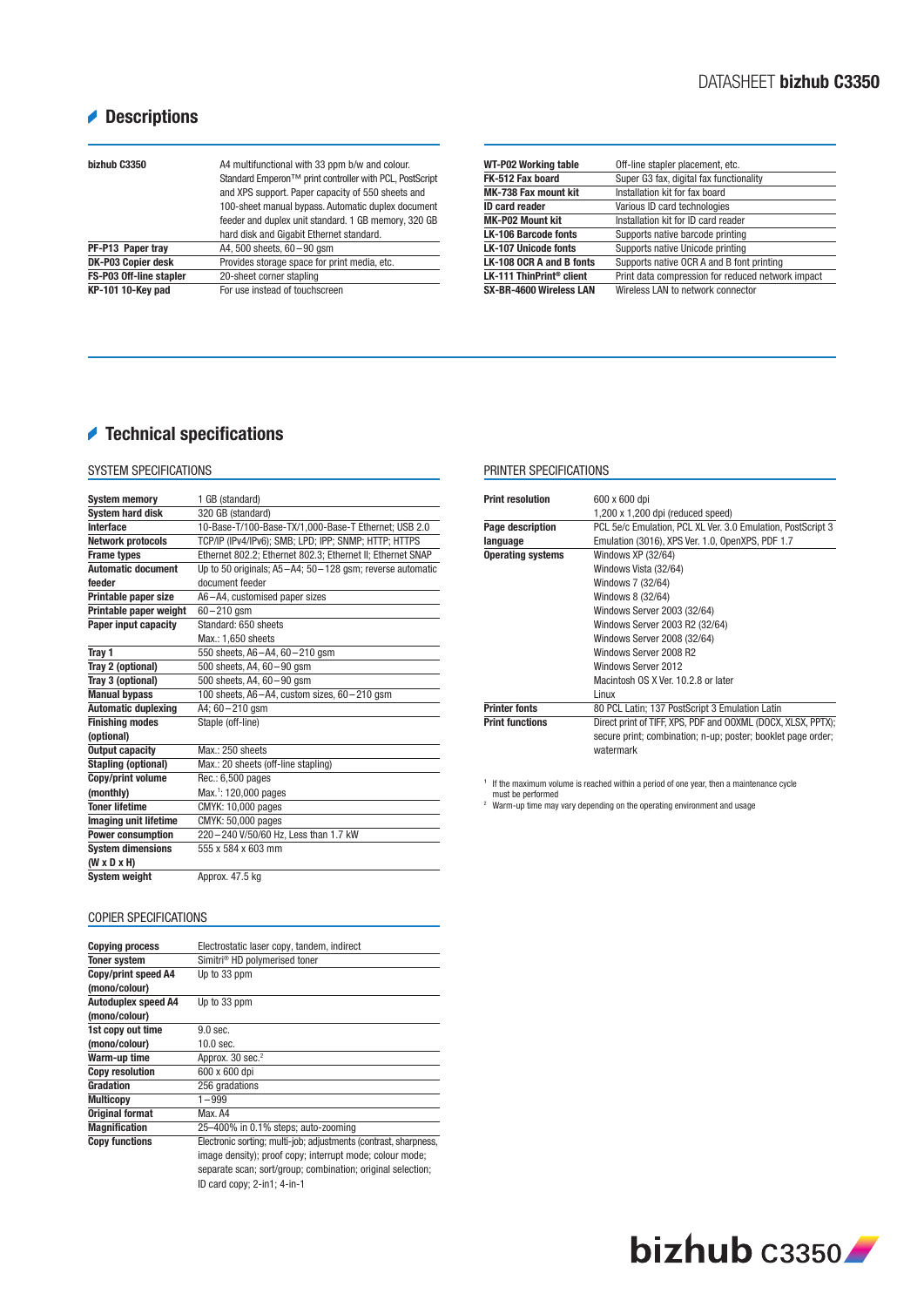## Descriptions

| | |
|---|---|
| **bizhub C3350** | A4 multifunctional with 33 ppm b/w and colour. Standard Emperon™ print controller with PCL, PostScript and XPS support. Paper capacity of 550 sheets and 100-sheet manual bypass. Automatic duplex document feeder and duplex unit standard. 1 GB memory, 320 GB hard disk and Gigabit Ethernet standard. |
| **PF-P13 Paper tray** | A4, 500 sheets, 60 – 90 gsm |
| **DK-P03 Copier desk** | Provides storage space for print media, etc. |
| **FS-P03 Off-line stapler** | 20-sheet corner stapling |
| **KP-101 10-Key pad** | For use instead of touchscreen |

| | |
|---|---|
| **WT-P02 Working table** | Off-line stapler placement, etc. |
| **FK-512 Fax board** | Super G3 fax, digital fax functionality |
| **MK-738 Fax mount kit** | Installation kit for fax board |
| **ID card reader** | Various ID card technologies |
| **MK-P02 Mount kit** | Installation kit for ID card reader |
| **LK-106 Barcode fonts** | Supports native barcode printing |
| **LK-107 Unicode fonts** | Supports native Unicode printing |
| **LK-108 OCR A and B fonts** | Supports native OCR A and B font printing |
| **LK-111 ThinPrint® client** | Print data compression for reduced network impact |
| **SX-BR-4600 Wireless LAN** | Wireless LAN to network connector |

## Technical specifications

### SYSTEM SPECIFICATIONS

| | |
|---|---|
| **System memory** | 1 GB (standard) |
| **System hard disk** | 320 GB (standard) |
| **Interface** | 10-Base-T/100-Base-TX/1,000-Base-T Ethernet; USB 2.0 |
| **Network protocols** | TCP/IP (IPv4/IPv6); SMB; LPD; IPP; SNMP; HTTP; HTTPS |
| **Frame types** | Ethernet 802.2; Ethernet 802.3; Ethernet II; Ethernet SNAP |
| **Automatic document feeder** | Up to 50 originals; A5 – A4; 50 – 128 gsm; reverse automatic document feeder |
| **Printable paper size** | A6 – A4, customised paper sizes |
| **Printable paper weight** | 60 – 210 gsm |
| **Paper input capacity** | Standard: 650 sheets<br>Max.: 1,650 sheets |
| **Tray 1** | 550 sheets, A6 – A4, 60 – 210 gsm |
| **Tray 2 (optional)** | 500 sheets, A4, 60 – 90 gsm |
| **Tray 3 (optional)** | 500 sheets, A4, 60 – 90 gsm |
| **Manual bypass** | 100 sheets, A6 – A4, custom sizes, 60 – 210 gsm |
| **Automatic duplexing** | A4; 60 – 210 gsm |
| **Finishing modes (optional)** | Staple (off-line) |
| **Output capacity** | Max.: 250 sheets |
| **Stapling (optional)** | Max.: 20 sheets (off-line stapling) |
| **Copy/print volume (monthly)** | Rec.: 6,500 pages<br>Max.[1]: 120,000 pages |
| **Toner lifetime** | CMYK: 10,000 pages |
| **Imaging unit lifetime** | CMYK: 50,000 pages |
| **Power consumption** | 220 – 240 V/50/60 Hz, Less than 1.7 kW |
| **System dimensions (W x D x H)** | 555 x 584 x 603 mm |
| **System weight** | Approx. 47.5 kg |

### COPIER SPECIFICATIONS

| | |
|---|---|
| **Copying process** | Electrostatic laser copy, tandem, indirect |
| **Toner system** | Simitri® HD polymerised toner |
| **Copy/print speed A4 (mono/colour)** | Up to 33 ppm |
| **Autoduplex speed A4 (mono/colour)** | Up to 33 ppm |
| **1st copy out time (mono/colour)** | 9.0 sec.<br>10.0 sec. |
| **Warm-up time** | Approx. 30 sec.[2] |
| **Copy resolution** | 600 x 600 dpi |
| **Gradation** | 256 gradations |
| **Multicopy** | 1 – 999 |
| **Original format** | Max. A4 |
| **Magnification** | 25–400% in 0.1% steps; auto-zooming |
| **Copy functions** | Electronic sorting; multi-job; adjustments (contrast, sharpness, image density); proof copy; interrupt mode; colour mode; separate scan; sort/group; combination; original selection; ID card copy; 2-in1; 4-in-1 |

### PRINTER SPECIFICATIONS

| | |
|---|---|
| **Print resolution** | 600 x 600 dpi<br>1,200 x 1,200 dpi (reduced speed) |
| **Page description language** | PCL 5e/c Emulation, PCL XL Ver. 3.0 Emulation, PostScript 3 Emulation (3016), XPS Ver. 1.0, OpenXPS, PDF 1.7 |
| **Operating systems** | Windows XP (32/64)<br>Windows Vista (32/64)<br>Windows 7 (32/64)<br>Windows 8 (32/64)<br>Windows Server 2003 (32/64)<br>Windows Server 2003 R2 (32/64)<br>Windows Server 2008 (32/64)<br>Windows Server 2008 R2<br>Windows Server 2012<br>Macintosh OS X Ver. 10.2.8 or later<br>Linux |
| **Printer fonts** | 80 PCL Latin; 137 PostScript 3 Emulation Latin |
| **Print functions** | Direct print of TIFF, XPS, PDF and OOXML (DOCX, XLSX, PPTX); secure print; combination; n-up; poster; booklet page order; watermark |

[1] If the maximum volume is reached within a period of one year, then a maintenance cycle must be performed

[2] Warm-up time may vary depending on the operating environment and usage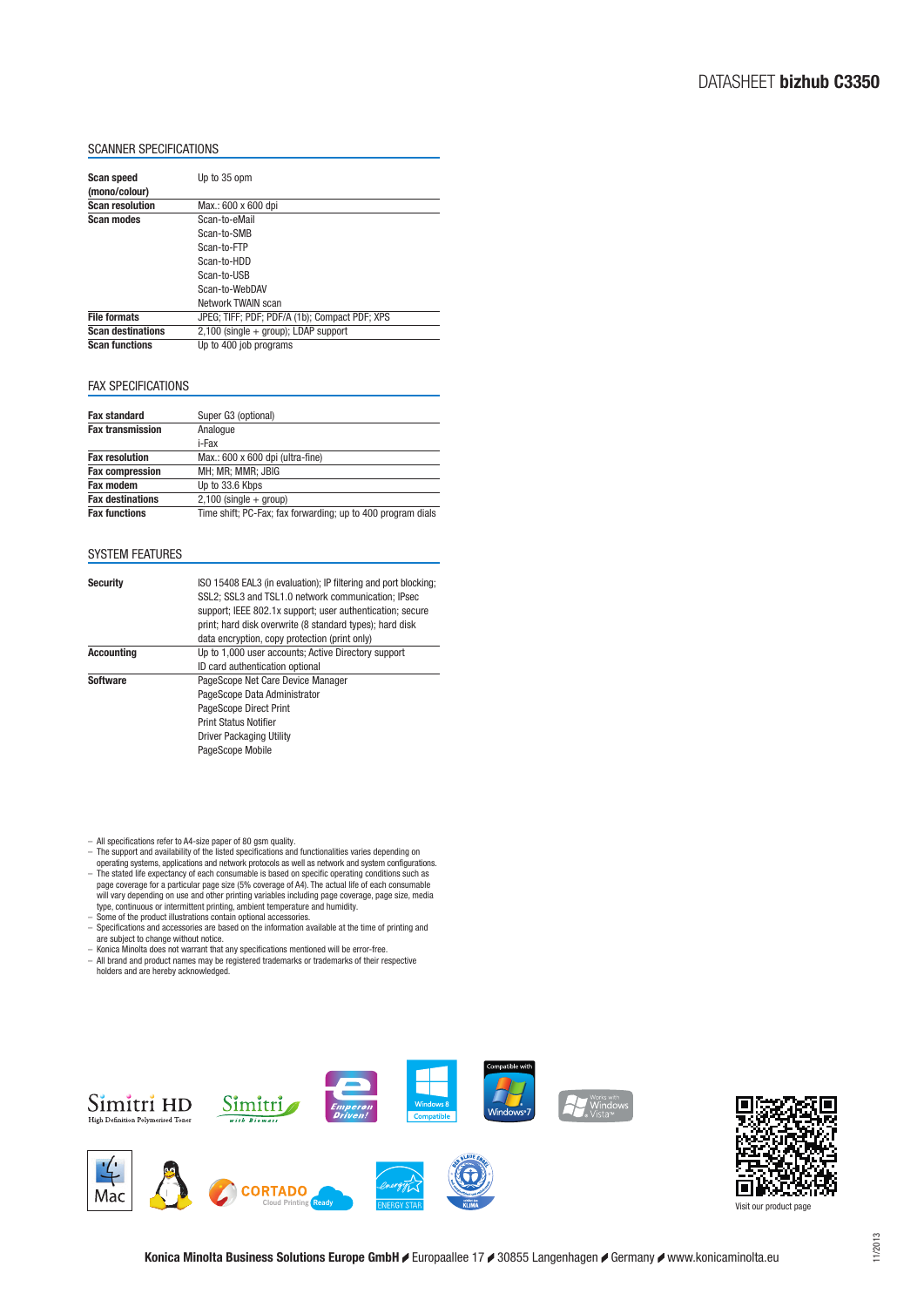# DATASHEET **bizhub C3350**

## SCANNER SPECIFICATIONS

| | |
|---|---|
| **Scan speed (mono/colour)** | Up to 35 opm |
| **Scan resolution** | Max.: 600 x 600 dpi |
| **Scan modes** | Scan-to-eMail<br>Scan-to-SMB<br>Scan-to-FTP<br>Scan-to-HDD<br>Scan-to-USB<br>Scan-to-WebDAV<br>Network TWAIN scan |
| **File formats** | JPEG; TIFF; PDF; PDF/A (1b); Compact PDF; XPS |
| **Scan destinations** | 2,100 (single + group); LDAP support |
| **Scan functions** | Up to 400 job programs |

## FAX SPECIFICATIONS

| | |
|---|---|
| **Fax standard** | Super G3 (optional) |
| **Fax transmission** | Analogue<br>i-Fax |
| **Fax resolution** | Max.: 600 x 600 dpi (ultra-fine) |
| **Fax compression** | MH; MR; MMR; JBIG |
| **Fax modem** | Up to 33.6 Kbps |
| **Fax destinations** | 2,100 (single + group) |
| **Fax functions** | Time shift; PC-Fax; fax forwarding; up to 400 program dials |

## SYSTEM FEATURES

| | |
|---|---|
| **Security** | ISO 15408 EAL3 (in evaluation); IP filtering and port blocking; SSL2; SSL3 and TSL1.0 network communication; IPsec support; IEEE 802.1x support; user authentication; secure print; hard disk overwrite (8 standard types); hard disk data encryption, copy protection (print only) |
| **Accounting** | Up to 1,000 user accounts; Active Directory support<br>ID card authentication optional |
| **Software** | PageScope Net Care Device Manager<br>PageScope Data Administrator<br>PageScope Direct Print<br>Print Status Notifier<br>Driver Packaging Utility<br>PageScope Mobile |

- All specifications refer to A4-size paper of 80 gsm quality.
- The support and availability of the listed specifications and functionalities varies depending on operating systems, applications and network protocols as well as network and system configurations.
- The stated life expectancy of each consumable is based on specific operating conditions such as page coverage for a particular page size (5% coverage of A4). The actual life of each consumable will vary depending on use and other printing variables including page coverage, page size, media type, continuous or intermittent printing, ambient temperature and humidity.
- Some of the product illustrations contain optional accessories.
- Specifications and accessories are based on the information available at the time of printing and are subject to change without notice.
- Konica Minolta does not warrant that any specifications mentioned will be error-free.
- All brand and product names may be registered trademarks or trademarks of their respective holders and are hereby acknowledged.

Visit our product page

**Konica Minolta Business Solutions Europe GmbH** Europaallee 17 30855 Langenhagen Germany www.konicaminolta.eu

11/2013